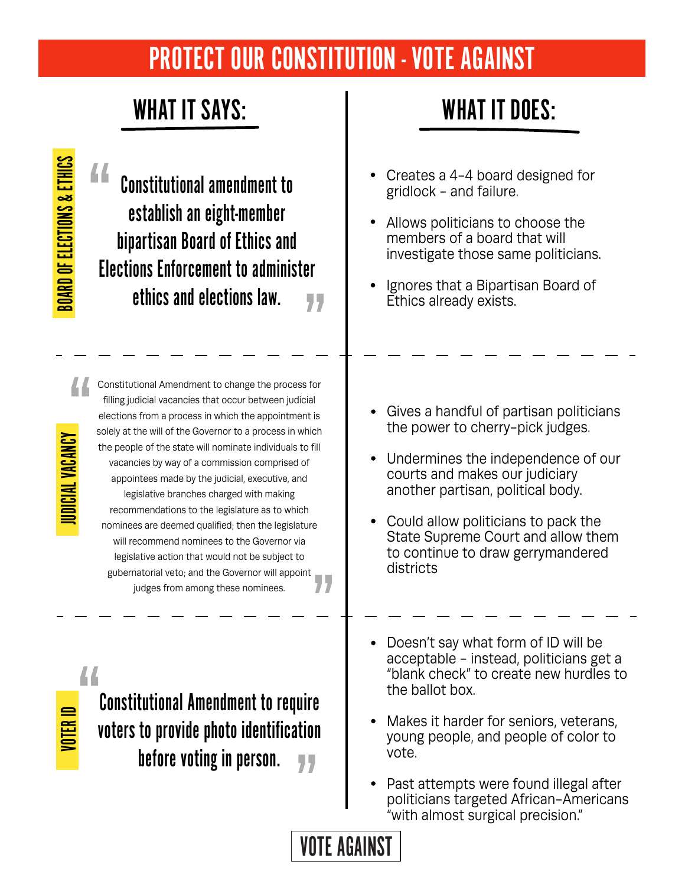# PROTECT OUR CONSTITUTION - VOTE AGAINST

## WHAT IT SAYS: / WHAT IT DOES:

### BOARD OF ELECTIONS & ETHICS

**What it says:**

> "Constitutional amendment to establish an eight-member bipartisan Board of Ethics and Elections Enforcement to administer ethics and elections law."

**What it does:**

- Creates a 4-4 board designed for gridlock – and failure.
- Allows politicians to choose the members of a board that will investigate those same politicians.
- Ignores that a Bipartisan Board of Ethics already exists.

---

### JUDICIAL VACANCY

**What it says:**

> "Constitutional Amendment to change the process for filling judicial vacancies that occur between judicial elections from a process in which the appointment is solely at the will of the Governor to a process in which the people of the state will nominate individuals to fill vacancies by way of a commission comprised of appointees made by the judicial, executive, and legislative branches charged with making recommendations to the legislature as to which nominees are deemed qualified; then the legislature will recommend nominees to the Governor via legislative action that would not be subject to gubernatorial veto; and the Governor will appoint judges from among these nominees."

**What it does:**

- Gives a handful of partisan politicians the power to cherry-pick judges.
- Undermines the independence of our courts and makes our judiciary another partisan, political body.
- Could allow politicians to pack the State Supreme Court and allow them to continue to draw gerrymandered districts

---

### VOTER ID

**What it says:**

> "Constitutional Amendment to require voters to provide photo identification before voting in person."

**What it does:**

- Doesn't say what form of ID will be acceptable – instead, politicians get a "blank check" to create new hurdles to the ballot box.
- Makes it harder for seniors, veterans, young people, and people of color to vote.
- Past attempts were found illegal after politicians targeted African-Americans "with almost surgical precision."

**VOTE AGAINST**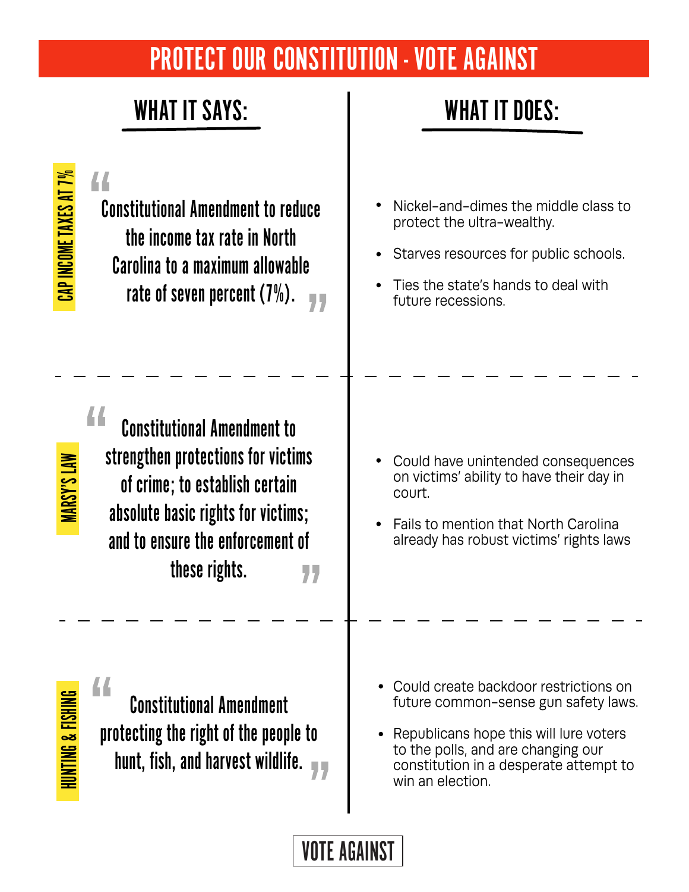# PROTECT OUR CONSTITUTION - VOTE AGAINST

## CAP INCOME TAXES AT 7%

**WHAT IT SAYS:**

"Constitutional Amendment to reduce the income tax rate in North Carolina to a maximum allowable rate of seven percent (7%)."

**WHAT IT DOES:**

- Nickel-and-dimes the middle class to protect the ultra-wealthy.
- Starves resources for public schools.
- Ties the state's hands to deal with future recessions.

## MARSY'S LAW

**WHAT IT SAYS:**

"Constitutional Amendment to strengthen protections for victims of crime; to establish certain absolute basic rights for victims; and to ensure the enforcement of these rights."

**WHAT IT DOES:**

- Could have unintended consequences on victims' ability to have their day in court.
- Fails to mention that North Carolina already has robust victims' rights laws

## HUNTING & FISHING

**WHAT IT SAYS:**

"Constitutional Amendment protecting the right of the people to hunt, fish, and harvest wildlife."

**WHAT IT DOES:**

- Could create backdoor restrictions on future common-sense gun safety laws.
- Republicans hope this will lure voters to the polls, and are changing our constitution in a desperate attempt to win an election.

**VOTE AGAINST**